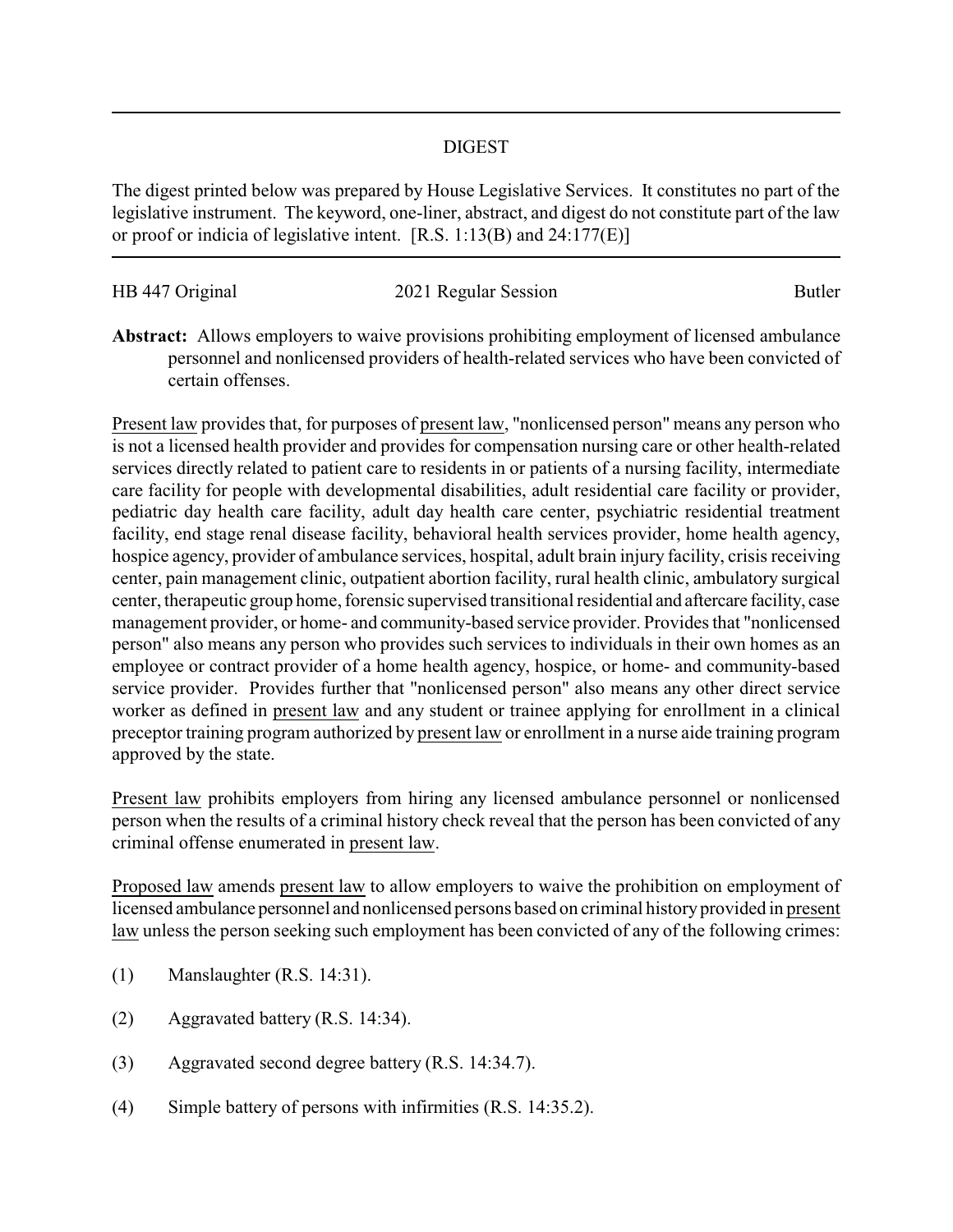# DIGEST

The digest printed below was prepared by House Legislative Services. It constitutes no part of the legislative instrument. The keyword, one-liner, abstract, and digest do not constitute part of the law or proof or indicia of legislative intent. [R.S. 1:13(B) and 24:177(E)]

HB 447 Original 2021 Regular Session Butler

**Abstract:** Allows employers to waive provisions prohibiting employment of licensed ambulance personnel and nonlicensed providers of health-related services who have been convicted of certain offenses.

Present law provides that, for purposes of present law, "nonlicensed person" means any person who is not a licensed health provider and provides for compensation nursing care or other health-related services directly related to patient care to residents in or patients of a nursing facility, intermediate care facility for people with developmental disabilities, adult residential care facility or provider, pediatric day health care facility, adult day health care center, psychiatric residential treatment facility, end stage renal disease facility, behavioral health services provider, home health agency, hospice agency, provider of ambulance services, hospital, adult brain injury facility, crisis receiving center, pain management clinic, outpatient abortion facility, rural health clinic, ambulatory surgical center, therapeutic group home, forensic supervised transitional residential and aftercare facility, case management provider, or home- and community-based service provider. Provides that "nonlicensed person" also means any person who provides such services to individuals in their own homes as an employee or contract provider of a home health agency, hospice, or home- and community-based service provider. Provides further that "nonlicensed person" also means any other direct service worker as defined in present law and any student or trainee applying for enrollment in a clinical preceptor training program authorized by present law or enrollment in a nurse aide training program approved by the state.

Present law prohibits employers from hiring any licensed ambulance personnel or nonlicensed person when the results of a criminal history check reveal that the person has been convicted of any criminal offense enumerated in present law.

Proposed law amends present law to allow employers to waive the prohibition on employment of licensed ambulance personnel and nonlicensed persons based on criminal history provided in present law unless the person seeking such employment has been convicted of any of the following crimes:

(1) Manslaughter (R.S. 14:31).

(2) Aggravated battery (R.S. 14:34).

(3) Aggravated second degree battery (R.S. 14:34.7).

(4) Simple battery of persons with infirmities (R.S. 14:35.2).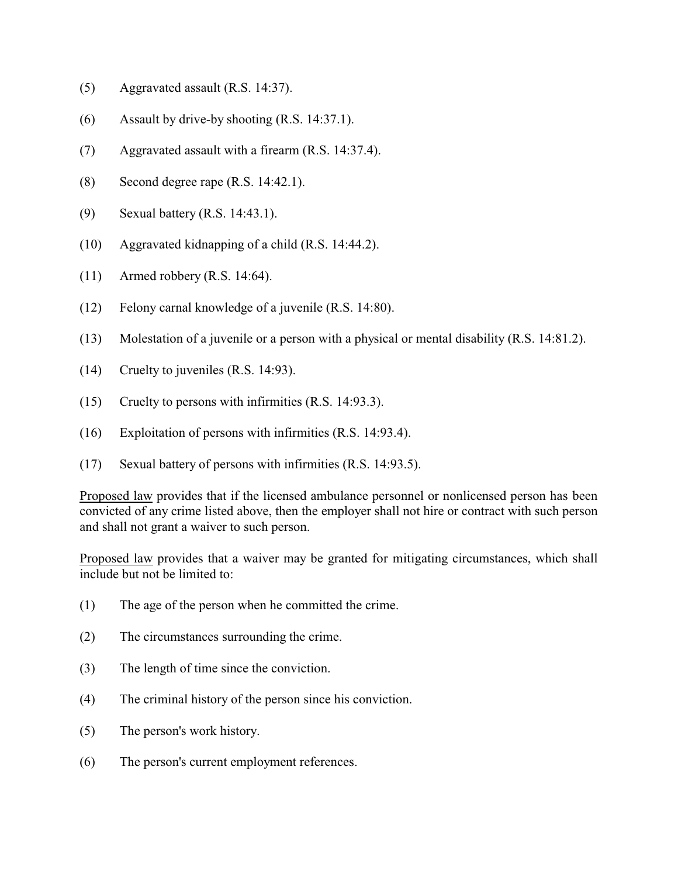(5) Aggravated assault (R.S. 14:37).

(6) Assault by drive-by shooting (R.S. 14:37.1).

(7) Aggravated assault with a firearm (R.S. 14:37.4).

(8) Second degree rape (R.S. 14:42.1).

(9) Sexual battery (R.S. 14:43.1).

(10) Aggravated kidnapping of a child (R.S. 14:44.2).

(11) Armed robbery (R.S. 14:64).

(12) Felony carnal knowledge of a juvenile (R.S. 14:80).

(13) Molestation of a juvenile or a person with a physical or mental disability (R.S. 14:81.2).

(14) Cruelty to juveniles (R.S. 14:93).

(15) Cruelty to persons with infirmities (R.S. 14:93.3).

(16) Exploitation of persons with infirmities (R.S. 14:93.4).

(17) Sexual battery of persons with infirmities (R.S. 14:93.5).

Proposed law provides that if the licensed ambulance personnel or nonlicensed person has been convicted of any crime listed above, then the employer shall not hire or contract with such person and shall not grant a waiver to such person.

Proposed law provides that a waiver may be granted for mitigating circumstances, which shall include but not be limited to:

(1) The age of the person when he committed the crime.

(2) The circumstances surrounding the crime.

(3) The length of time since the conviction.

(4) The criminal history of the person since his conviction.

(5) The person's work history.

(6) The person's current employment references.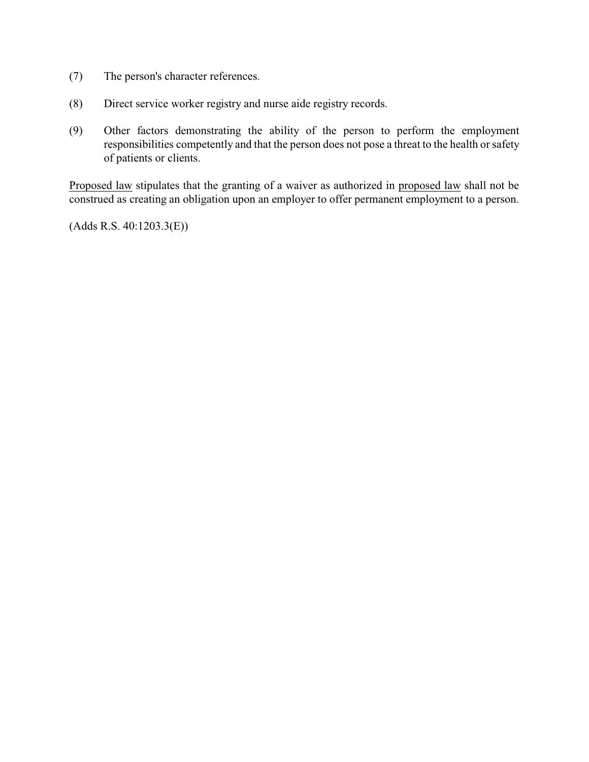(7) The person's character references.

(8) Direct service worker registry and nurse aide registry records.

(9) Other factors demonstrating the ability of the person to perform the employment responsibilities competently and that the person does not pose a threat to the health or safety of patients or clients.

Proposed law stipulates that the granting of a waiver as authorized in proposed law shall not be construed as creating an obligation upon an employer to offer permanent employment to a person.

(Adds R.S. 40:1203.3(E))